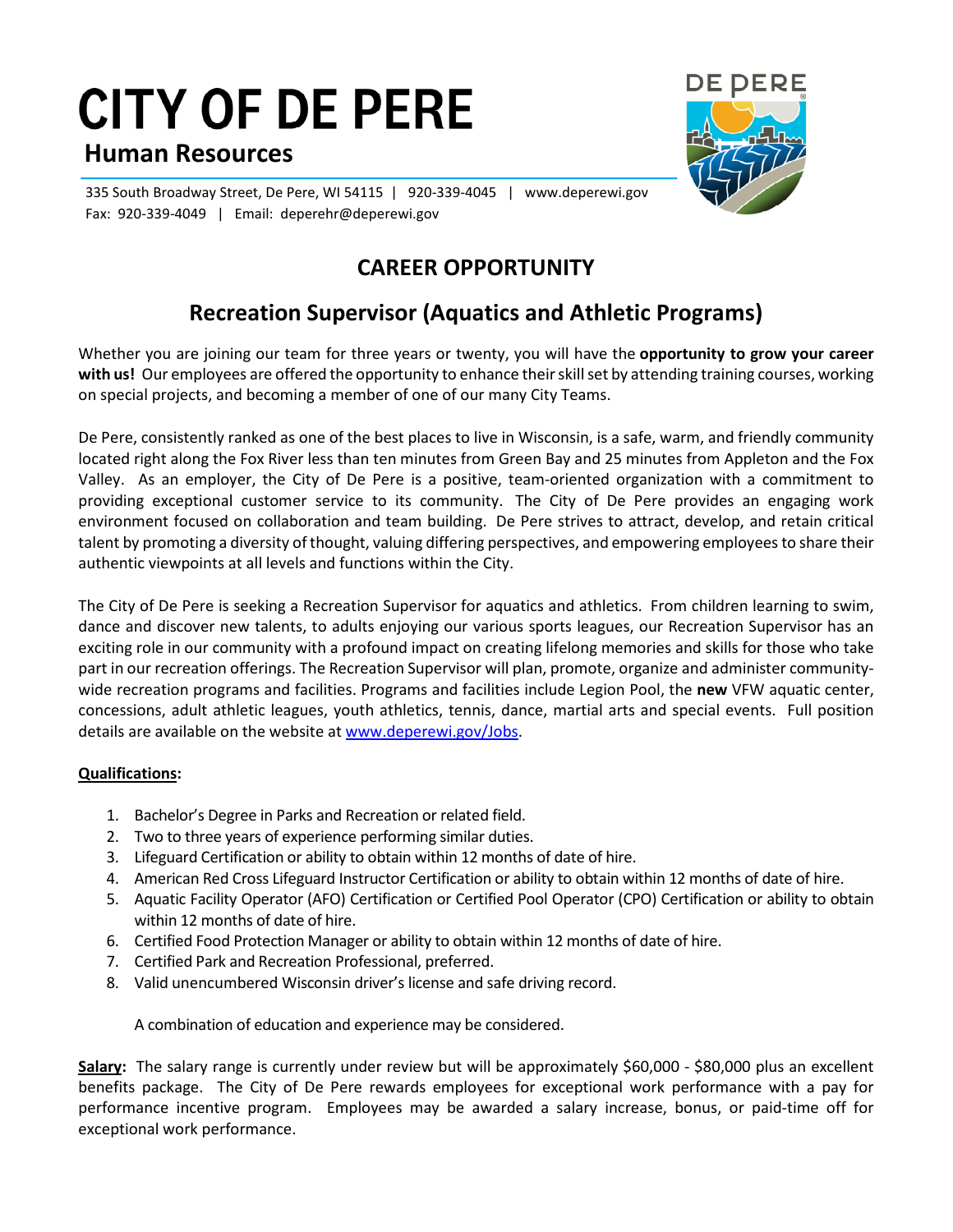# CITY OF DE PERE

## Human Resources

335 South Broadway Street, De Pere, WI 54115 | 920-339-4045 | www.deperewi.gov
Fax: 920-339-4049 | Email: deperehr@deperewi.gov

## CAREER OPPORTUNITY

## Recreation Supervisor (Aquatics and Athletic Programs)

Whether you are joining our team for three years or twenty, you will have the **opportunity to grow your career with us!** Our employees are offered the opportunity to enhance their skill set by attending training courses, working on special projects, and becoming a member of one of our many City Teams.

De Pere, consistently ranked as one of the best places to live in Wisconsin, is a safe, warm, and friendly community located right along the Fox River less than ten minutes from Green Bay and 25 minutes from Appleton and the Fox Valley. As an employer, the City of De Pere is a positive, team-oriented organization with a commitment to providing exceptional customer service to its community. The City of De Pere provides an engaging work environment focused on collaboration and team building. De Pere strives to attract, develop, and retain critical talent by promoting a diversity of thought, valuing differing perspectives, and empowering employees to share their authentic viewpoints at all levels and functions within the City.

The City of De Pere is seeking a Recreation Supervisor for aquatics and athletics. From children learning to swim, dance and discover new talents, to adults enjoying our various sports leagues, our Recreation Supervisor has an exciting role in our community with a profound impact on creating lifelong memories and skills for those who take part in our recreation offerings. The Recreation Supervisor will plan, promote, organize and administer community-wide recreation programs and facilities. Programs and facilities include Legion Pool, the **new** VFW aquatic center, concessions, adult athletic leagues, youth athletics, tennis, dance, martial arts and special events. Full position details are available on the website at www.deperewi.gov/Jobs.

**Qualifications:**

1. Bachelor's Degree in Parks and Recreation or related field.
2. Two to three years of experience performing similar duties.
3. Lifeguard Certification or ability to obtain within 12 months of date of hire.
4. American Red Cross Lifeguard Instructor Certification or ability to obtain within 12 months of date of hire.
5. Aquatic Facility Operator (AFO) Certification or Certified Pool Operator (CPO) Certification or ability to obtain within 12 months of date of hire.
6. Certified Food Protection Manager or ability to obtain within 12 months of date of hire.
7. Certified Park and Recreation Professional, preferred.
8. Valid unencumbered Wisconsin driver's license and safe driving record.

A combination of education and experience may be considered.

**Salary:** The salary range is currently under review but will be approximately $60,000 - $80,000 plus an excellent benefits package. The City of De Pere rewards employees for exceptional work performance with a pay for performance incentive program. Employees may be awarded a salary increase, bonus, or paid-time off for exceptional work performance.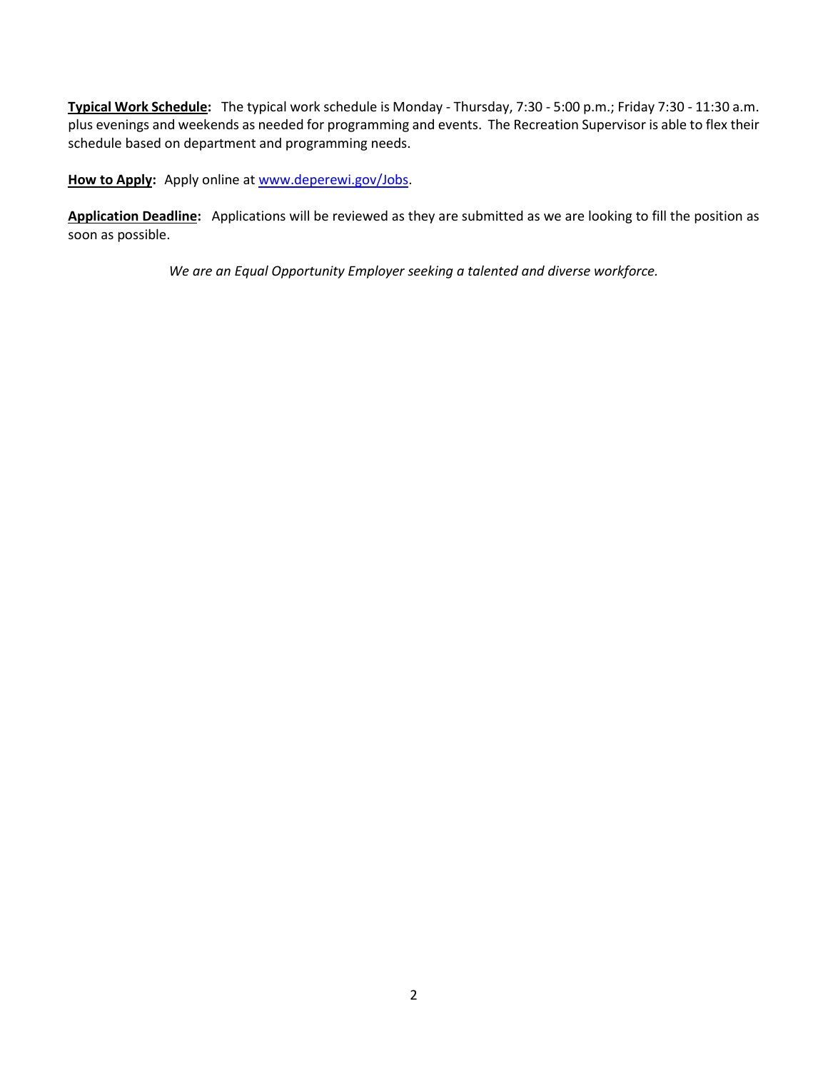**Typical Work Schedule:** The typical work schedule is Monday - Thursday, 7:30 - 5:00 p.m.; Friday 7:30 - 11:30 a.m. plus evenings and weekends as needed for programming and events. The Recreation Supervisor is able to flex their schedule based on department and programming needs.

**How to Apply:** Apply online at [www.deperewi.gov/Jobs](www.deperewi.gov/Jobs).

**Application Deadline:** Applications will be reviewed as they are submitted as we are looking to fill the position as soon as possible.

*We are an Equal Opportunity Employer seeking a talented and diverse workforce.*